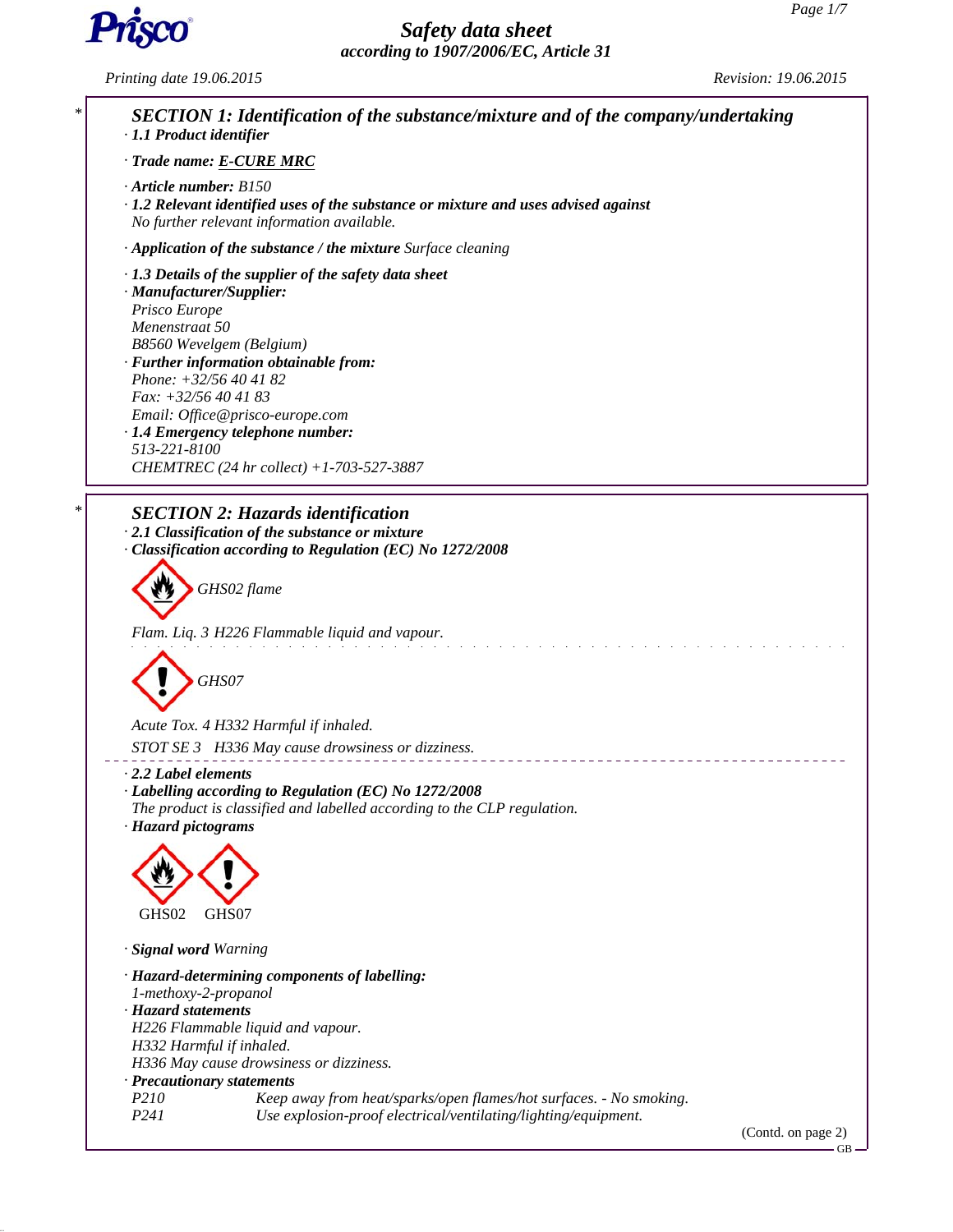# Safety data sheet
*according to 1907/2006/EC, Article 31*

Printing date 19.06.2015 Revision: 19.06.2015

## SECTION 1: Identification of the substance/mixture and of the company/undertaking

· **1.1 Product identifier**

· **Trade name: E-CURE MRC**

· **Article number:** B150

· **1.2 Relevant identified uses of the substance or mixture and uses advised against**
No further relevant information available.

· **Application of the substance / the mixture** Surface cleaning

· **1.3 Details of the supplier of the safety data sheet**

· **Manufacturer/Supplier:**
Prisco Europe
Menenstraat 50
B8560 Wevelgem (Belgium)

· **Further information obtainable from:**
Phone: +32/56 40 41 82
Fax: +32/56 40 41 83
Email: Office@prisco-europe.com

· **1.4 Emergency telephone number:**
513-221-8100
CHEMTREC (24 hr collect) +1-703-527-3887

## SECTION 2: Hazards identification

· **2.1 Classification of the substance or mixture**

· **Classification according to Regulation (EC) No 1272/2008**

GHS02 flame

Flam. Liq. 3 H226 Flammable liquid and vapour.

GHS07

Acute Tox. 4 H332 Harmful if inhaled.

STOT SE 3 H336 May cause drowsiness or dizziness.

· **2.2 Label elements**

· **Labelling according to Regulation (EC) No 1272/2008**
The product is classified and labelled according to the CLP regulation.

· **Hazard pictograms**

GHS02 GHS07

· **Signal word** Warning

· **Hazard-determining components of labelling:**
1-methoxy-2-propanol

· **Hazard statements**
H226 Flammable liquid and vapour.
H332 Harmful if inhaled.
H336 May cause drowsiness or dizziness.

· **Precautionary statements**

| | |
|---|---|
| P210 | Keep away from heat/sparks/open flames/hot surfaces. - No smoking. |
| P241 | Use explosion-proof electrical/ventilating/lighting/equipment. |

(Contd. on page 2)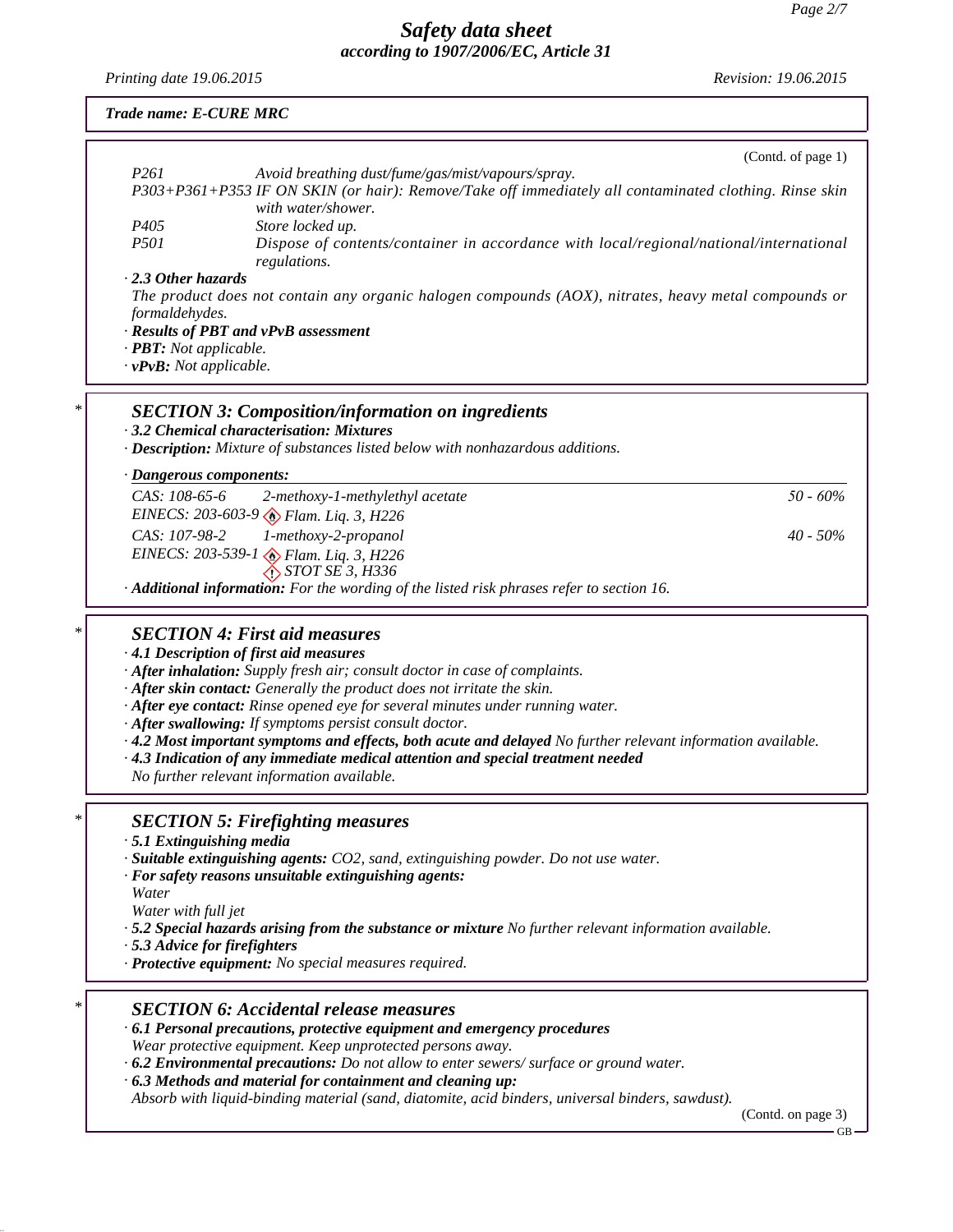*Trade name: E-CURE MRC*

(Contd. of page 1)

| | |
|---|---|
| P261 | Avoid breathing dust/fume/gas/mist/vapours/spray. |
| P303+P361+P353 | IF ON SKIN (or hair): Remove/Take off immediately all contaminated clothing. Rinse skin with water/shower. |
| P405 | Store locked up. |
| P501 | Dispose of contents/container in accordance with local/regional/national/international regulations. |

· **2.3 Other hazards**
The product does not contain any organic halogen compounds (AOX), nitrates, heavy metal compounds or formaldehydes.
· **Results of PBT and vPvB assessment**
· **PBT:** Not applicable.
· **vPvB:** Not applicable.

## SECTION 3: Composition/information on ingredients

· **3.2 Chemical characterisation: Mixtures**
· **Description:** Mixture of substances listed below with nonhazardous additions.

· **Dangerous components:**

| | | |
|---|---|---|
| CAS: 108-65-6<br>EINECS: 203-603-9 | 2-methoxy-1-methylethyl acetate<br>Flam. Liq. 3, H226 | 50 - 60% |
| CAS: 107-98-2<br>EINECS: 203-539-1 | 1-methoxy-2-propanol<br>Flam. Liq. 3, H226<br>STOT SE 3, H336 | 40 - 50% |

· **Additional information:** For the wording of the listed risk phrases refer to section 16.

## SECTION 4: First aid measures

· **4.1 Description of first aid measures**
· **After inhalation:** Supply fresh air; consult doctor in case of complaints.
· **After skin contact:** Generally the product does not irritate the skin.
· **After eye contact:** Rinse opened eye for several minutes under running water.
· **After swallowing:** If symptoms persist consult doctor.
· **4.2 Most important symptoms and effects, both acute and delayed** No further relevant information available.
· **4.3 Indication of any immediate medical attention and special treatment needed**
No further relevant information available.

## SECTION 5: Firefighting measures

· **5.1 Extinguishing media**
· **Suitable extinguishing agents:** $CO_2$, sand, extinguishing powder. Do not use water.
· **For safety reasons unsuitable extinguishing agents:**
Water
Water with full jet
· **5.2 Special hazards arising from the substance or mixture** No further relevant information available.
· **5.3 Advice for firefighters**
· **Protective equipment:** No special measures required.

## SECTION 6: Accidental release measures

· **6.1 Personal precautions, protective equipment and emergency procedures**
Wear protective equipment. Keep unprotected persons away.
· **6.2 Environmental precautions:** Do not allow to enter sewers/ surface or ground water.
· **6.3 Methods and material for containment and cleaning up:**
Absorb with liquid-binding material (sand, diatomite, acid binders, universal binders, sawdust).

(Contd. on page 3)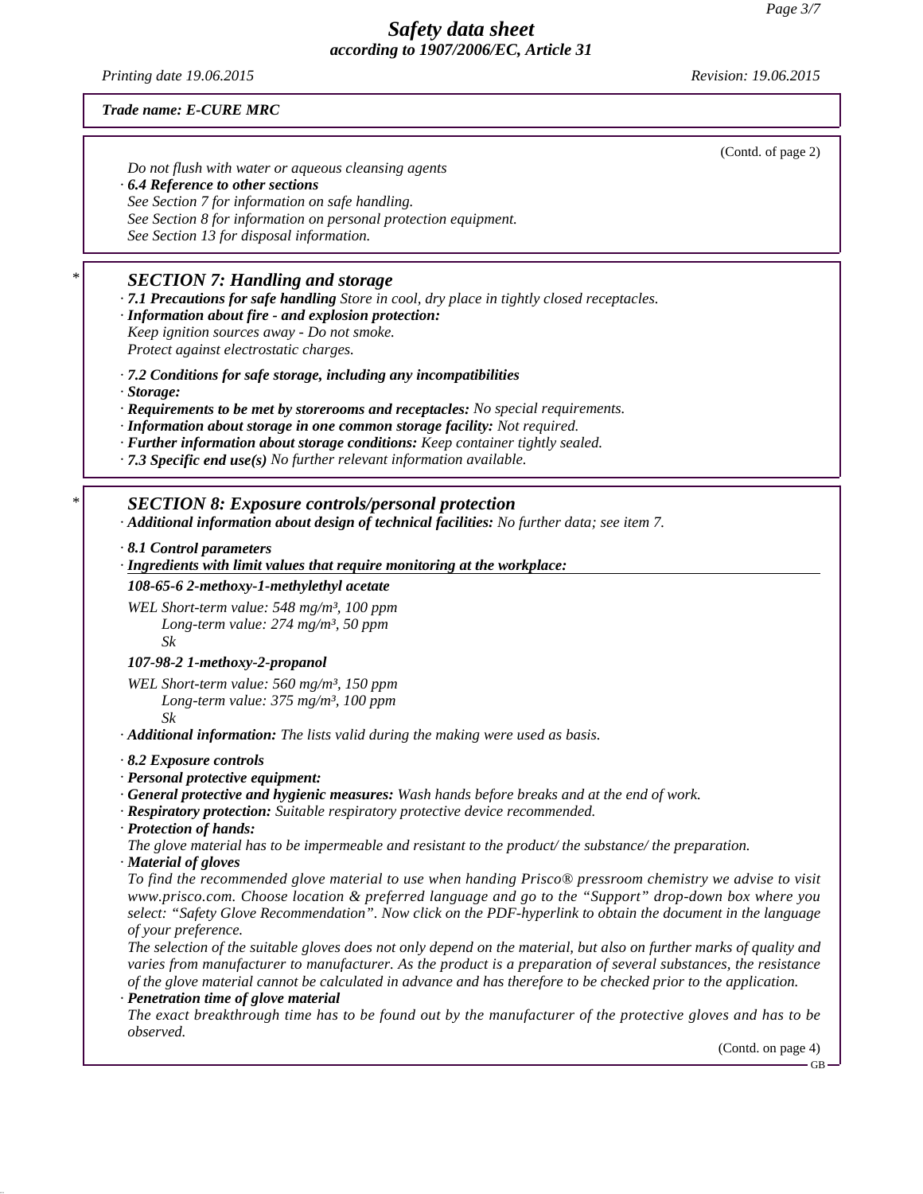*Trade name: E-CURE MRC*

(Contd. of page 2)

*Do not flush with water or aqueous cleansing agents*

· ***6.4 Reference to other sections***
*See Section 7 for information on safe handling.*
*See Section 8 for information on personal protection equipment.*
*See Section 13 for disposal information.*

## SECTION 7: Handling and storage

· ***7.1 Precautions for safe handling*** *Store in cool, dry place in tightly closed receptacles.*

· ***Information about fire - and explosion protection:***
*Keep ignition sources away - Do not smoke.*
*Protect against electrostatic charges.*

· ***7.2 Conditions for safe storage, including any incompatibilities***

· ***Storage:***

· ***Requirements to be met by storerooms and receptacles:*** *No special requirements.*

· ***Information about storage in one common storage facility:*** *Not required.*

· ***Further information about storage conditions:*** *Keep container tightly sealed.*

· ***7.3 Specific end use(s)*** *No further relevant information available.*

## SECTION 8: Exposure controls/personal protection

· ***Additional information about design of technical facilities:*** *No further data; see item 7.*

· ***8.1 Control parameters***

· ***Ingredients with limit values that require monitoring at the workplace:***

***108-65-6 2-methoxy-1-methylethyl acetate***

*WEL Short-term value: 548 mg/m³, 100 ppm*
*Long-term value: 274 mg/m³, 50 ppm*
*Sk*

***107-98-2 1-methoxy-2-propanol***

*WEL Short-term value: 560 mg/m³, 150 ppm*
*Long-term value: 375 mg/m³, 100 ppm*
*Sk*

· ***Additional information:*** *The lists valid during the making were used as basis.*

· ***8.2 Exposure controls***

· ***Personal protective equipment:***

· ***General protective and hygienic measures:*** *Wash hands before breaks and at the end of work.*

· ***Respiratory protection:*** *Suitable respiratory protective device recommended.*

· ***Protection of hands:***
*The glove material has to be impermeable and resistant to the product/ the substance/ the preparation.*

· ***Material of gloves***
*To find the recommended glove material to use when handing Prisco® pressroom chemistry we advise to visit www.prisco.com. Choose location & preferred language and go to the "Support" drop-down box where you select: "Safety Glove Recommendation". Now click on the PDF-hyperlink to obtain the document in the language of your preference.*
*The selection of the suitable gloves does not only depend on the material, but also on further marks of quality and varies from manufacturer to manufacturer. As the product is a preparation of several substances, the resistance of the glove material cannot be calculated in advance and has therefore to be checked prior to the application.*

· ***Penetration time of glove material***
*The exact breakthrough time has to be found out by the manufacturer of the protective gloves and has to be observed.*

(Contd. on page 4)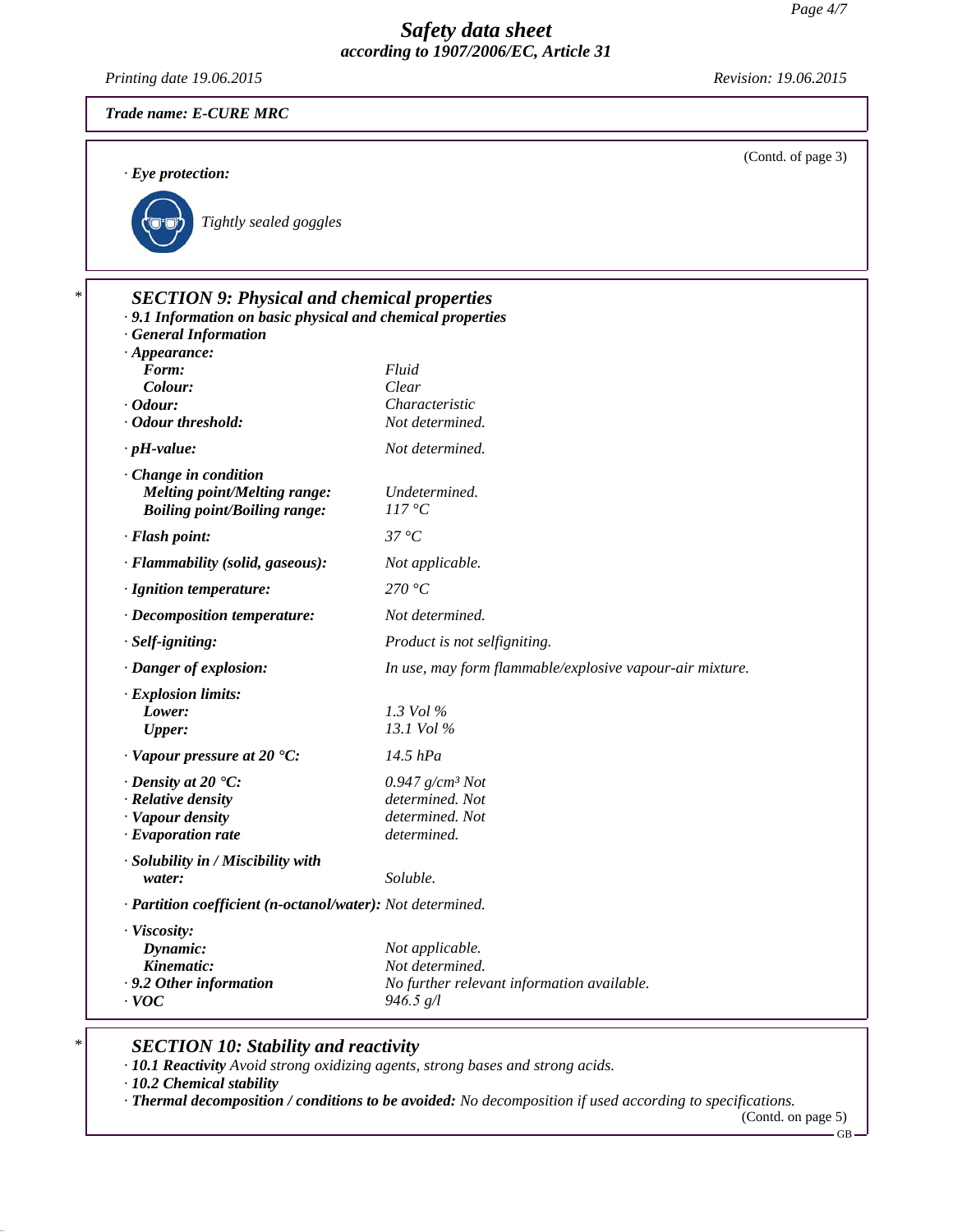Trade name: E-CURE MRC

(Contd. of page 3)

· **Eye protection:**

Tightly sealed goggles

## SECTION 9: Physical and chemical properties

· **9.1 Information on basic physical and chemical properties**

· **General Information**

| Property | Value |
|---|---|
| · **Appearance:** | |
| **Form:** | Fluid |
| **Colour:** | Clear |
| · **Odour:** | Characteristic |
| · **Odour threshold:** | Not determined. |
| · **pH-value:** | Not determined. |
| · **Change in condition** | |
| **Melting point/Melting range:** | Undetermined. |
| **Boiling point/Boiling range:** | 117 °C |
| · **Flash point:** | 37 °C |
| · **Flammability (solid, gaseous):** | Not applicable. |
| · **Ignition temperature:** | 270 °C |
| · **Decomposition temperature:** | Not determined. |
| · **Self-igniting:** | Product is not selfigniting. |
| · **Danger of explosion:** | In use, may form flammable/explosive vapour-air mixture. |
| · **Explosion limits:** | |
| **Lower:** | 1.3 Vol % |
| **Upper:** | 13.1 Vol % |
| · **Vapour pressure at 20 °C:** | 14.5 hPa |
| · **Density at 20 °C:** | 0.947 g/cm³ |
| · **Relative density** | Not determined. |
| · **Vapour density** | Not determined. |
| · **Evaporation rate** | Not determined. |
| · **Solubility in / Miscibility with water:** | Soluble. |
| · **Partition coefficient (n-octanol/water):** | Not determined. |
| · **Viscosity:** | |
| **Dynamic:** | Not applicable. |
| **Kinematic:** | Not determined. |
| · **9.2 Other information** | No further relevant information available. |
| · **VOC** | 946.5 g/l |

## SECTION 10: Stability and reactivity

· **10.1 Reactivity** Avoid strong oxidizing agents, strong bases and strong acids.

· **10.2 Chemical stability**

· **Thermal decomposition / conditions to be avoided:** No decomposition if used according to specifications.

(Contd. on page 5)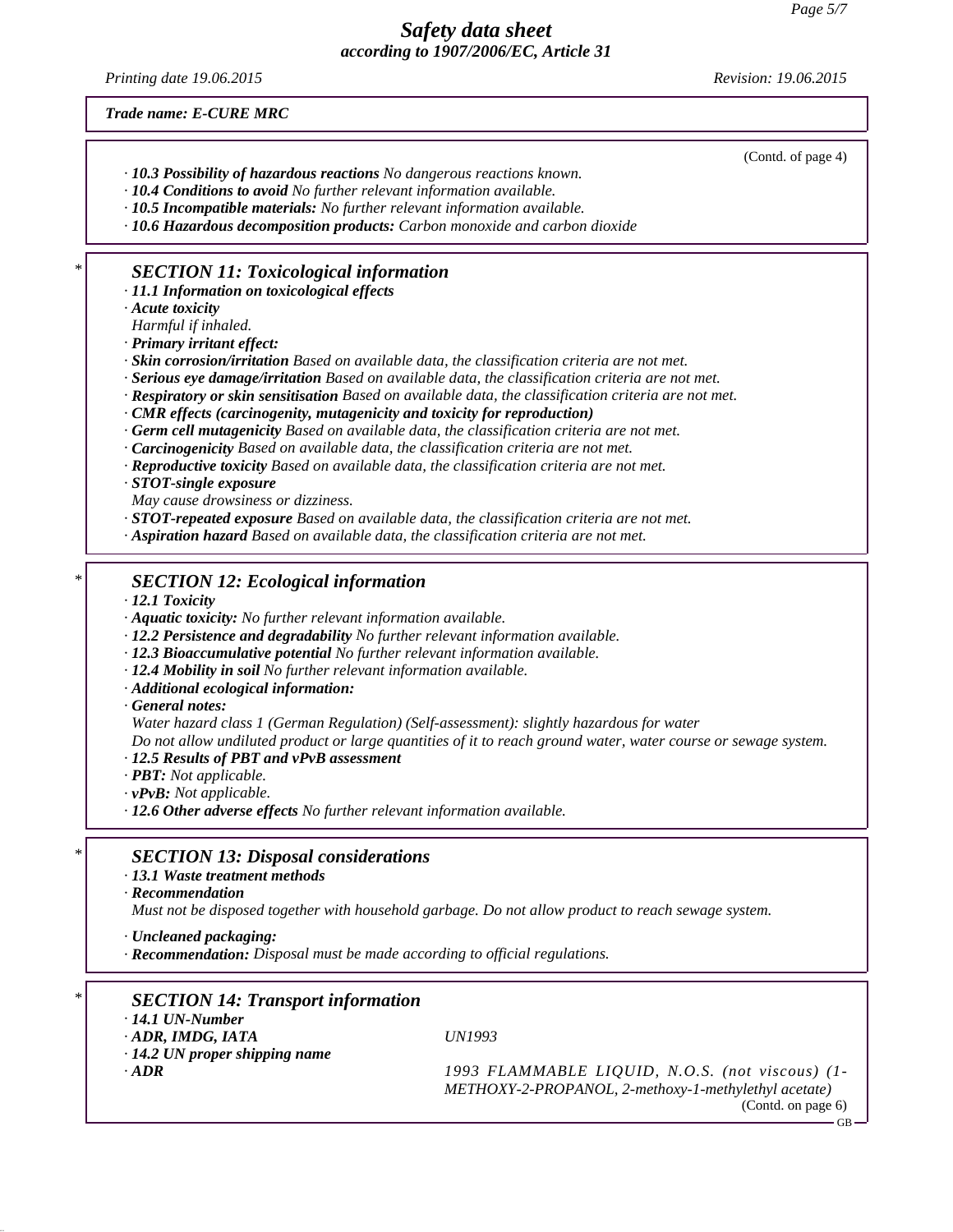Trade name: E-CURE MRC

(Contd. of page 4)

- **10.3 Possibility of hazardous reactions** No dangerous reactions known.
- **10.4 Conditions to avoid** No further relevant information available.
- **10.5 Incompatible materials:** No further relevant information available.
- **10.6 Hazardous decomposition products:** Carbon monoxide and carbon dioxide

## SECTION 11: Toxicological information

- **11.1 Information on toxicological effects**
- **Acute toxicity**
  Harmful if inhaled.
- **Primary irritant effect:**
- **Skin corrosion/irritation** Based on available data, the classification criteria are not met.
- **Serious eye damage/irritation** Based on available data, the classification criteria are not met.
- **Respiratory or skin sensitisation** Based on available data, the classification criteria are not met.
- **CMR effects (carcinogenity, mutagenicity and toxicity for reproduction)**
- **Germ cell mutagenicity** Based on available data, the classification criteria are not met.
- **Carcinogenicity** Based on available data, the classification criteria are not met.
- **Reproductive toxicity** Based on available data, the classification criteria are not met.
- **STOT-single exposure**
  May cause drowsiness or dizziness.
- **STOT-repeated exposure** Based on available data, the classification criteria are not met.
- **Aspiration hazard** Based on available data, the classification criteria are not met.

## SECTION 12: Ecological information

- **12.1 Toxicity**
- **Aquatic toxicity:** No further relevant information available.
- **12.2 Persistence and degradability** No further relevant information available.
- **12.3 Bioaccumulative potential** No further relevant information available.
- **12.4 Mobility in soil** No further relevant information available.
- **Additional ecological information:**
- **General notes:**
  Water hazard class 1 (German Regulation) (Self-assessment): slightly hazardous for water
  Do not allow undiluted product or large quantities of it to reach ground water, water course or sewage system.
- **12.5 Results of PBT and vPvB assessment**
- **PBT:** Not applicable.
- **vPvB:** Not applicable.
- **12.6 Other adverse effects** No further relevant information available.

## SECTION 13: Disposal considerations

- **13.1 Waste treatment methods**
- **Recommendation**
  Must not be disposed together with household garbage. Do not allow product to reach sewage system.

- **Uncleaned packaging:**
- **Recommendation:** Disposal must be made according to official regulations.

## SECTION 14: Transport information

- **14.1 UN-Number**
- **ADR, IMDG, IATA** UN1993
- **14.2 UN proper shipping name**
- **ADR** 1993 FLAMMABLE LIQUID, N.O.S. (not viscous) (1-METHOXY-2-PROPANOL, 2-methoxy-1-methylethyl acetate)

(Contd. on page 6)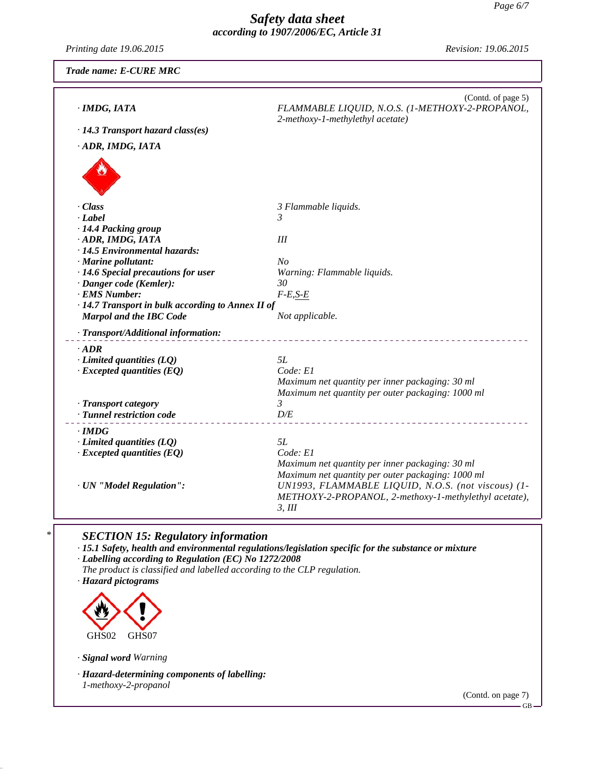**Trade name: E-CURE MRC**

(Contd. of page 5)

| | |
|---|---|
| · **IMDG, IATA** | FLAMMABLE LIQUID, N.O.S. (1-METHOXY-2-PROPANOL, 2-methoxy-1-methylethyl acetate) |
| · **14.3 Transport hazard class(es)** | |
| · **ADR, IMDG, IATA** | |
| · **Class** | 3 Flammable liquids. |
| · **Label** | 3 |
| · **14.4 Packing group** | |
| · **ADR, IMDG, IATA** | III |
| · **14.5 Environmental hazards:** | |
| · **Marine pollutant:** | No |
| · **14.6 Special precautions for user** | Warning: Flammable liquids. |
| · **Danger code (Kemler):** | 30 |
| · **EMS Number:** | F-E,S-E |
| · **14.7 Transport in bulk according to Annex II of Marpol and the IBC Code** | Not applicable. |
| · **Transport/Additional information:** | |
| · **ADR** | |
| · **Limited quantities (LQ)** | 5L |
| · **Excepted quantities (EQ)** | Code: E1<br>Maximum net quantity per inner packaging: 30 ml<br>Maximum net quantity per outer packaging: 1000 ml |
| · **Transport category** | 3 |
| · **Tunnel restriction code** | D/E |
| · **IMDG** | |
| · **Limited quantities (LQ)** | 5L |
| · **Excepted quantities (EQ)** | Code: E1<br>Maximum net quantity per inner packaging: 30 ml<br>Maximum net quantity per outer packaging: 1000 ml |
| · **UN "Model Regulation":** | UN1993, FLAMMABLE LIQUID, N.O.S. (not viscous) (1-METHOXY-2-PROPANOL, 2-methoxy-1-methylethyl acetate), 3, III |

\*

## SECTION 15: Regulatory information

· **15.1 Safety, health and environmental regulations/legislation specific for the substance or mixture**

· **Labelling according to Regulation (EC) No 1272/2008**

The product is classified and labelled according to the CLP regulation.

· **Hazard pictograms**

GHS02 GHS07

· **Signal word** Warning

· **Hazard-determining components of labelling:**

1-methoxy-2-propanol

(Contd. on page 7)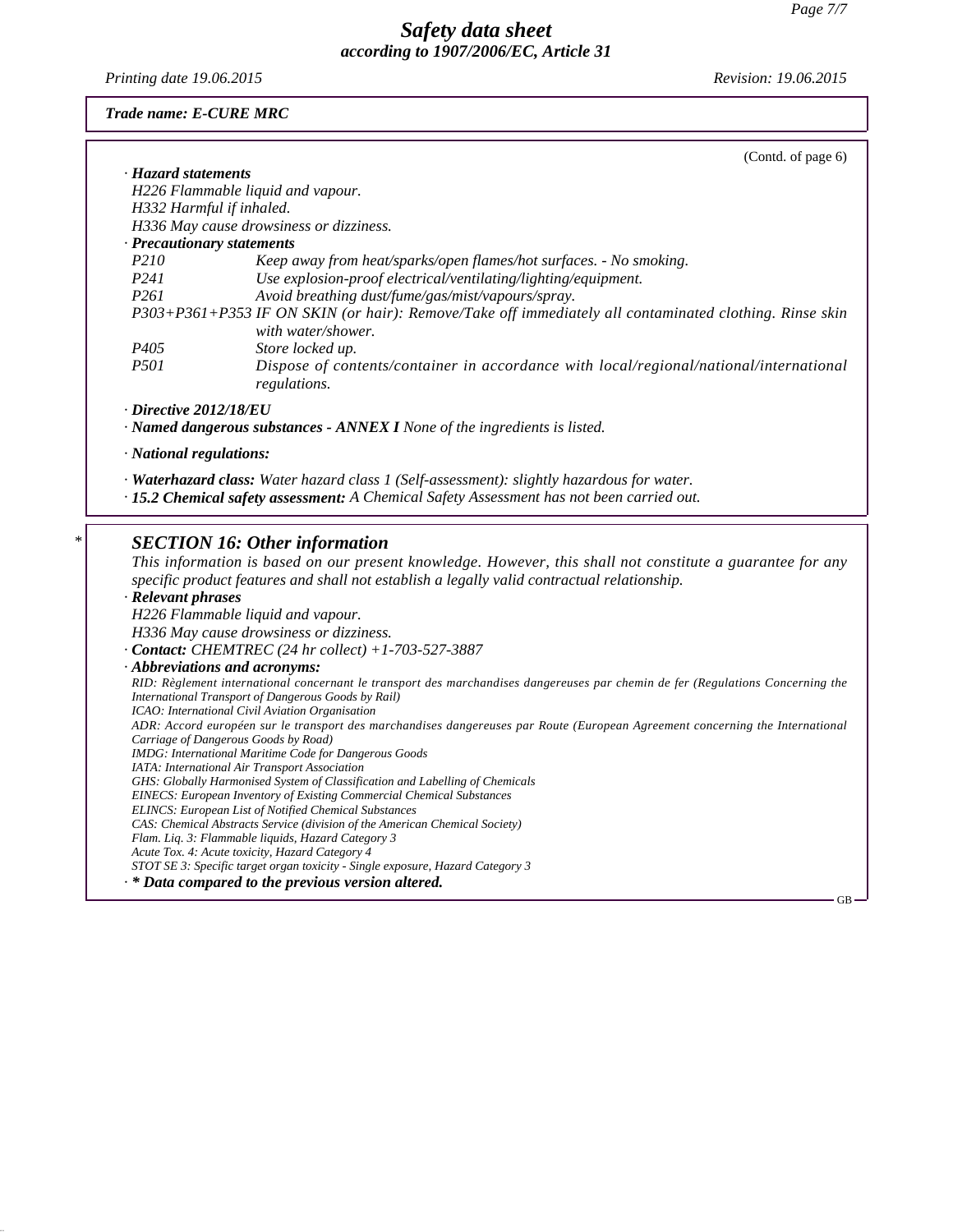Trade name: E-CURE MRC

(Contd. of page 6)

· **Hazard statements**

H226 Flammable liquid and vapour.

H332 Harmful if inhaled.

H336 May cause drowsiness or dizziness.

· **Precautionary statements**

| | |
|---|---|
| P210 | Keep away from heat/sparks/open flames/hot surfaces. - No smoking. |
| P241 | Use explosion-proof electrical/ventilating/lighting/equipment. |
| P261 | Avoid breathing dust/fume/gas/mist/vapours/spray. |
| P303+P361+P353 | IF ON SKIN (or hair): Remove/Take off immediately all contaminated clothing. Rinse skin with water/shower. |
| P405 | Store locked up. |
| P501 | Dispose of contents/container in accordance with local/regional/national/international regulations. |

· **Directive 2012/18/EU**

· **Named dangerous substances - ANNEX I** None of the ingredients is listed.

· **National regulations:**

· **Waterhazard class:** Water hazard class 1 (Self-assessment): slightly hazardous for water.

· **15.2 Chemical safety assessment:** A Chemical Safety Assessment has not been carried out.

## * SECTION 16: Other information

This information is based on our present knowledge. However, this shall not constitute a guarantee for any specific product features and shall not establish a legally valid contractual relationship.

· **Relevant phrases**

H226 Flammable liquid and vapour.

H336 May cause drowsiness or dizziness.

· **Contact:** CHEMTREC (24 hr collect) +1-703-527-3887

· **Abbreviations and acronyms:**

RID: Règlement international concernant le transport des marchandises dangereuses par chemin de fer (Regulations Concerning the International Transport of Dangerous Goods by Rail)
ICAO: International Civil Aviation Organisation
ADR: Accord européen sur le transport des marchandises dangereuses par Route (European Agreement concerning the International Carriage of Dangerous Goods by Road)
IMDG: International Maritime Code for Dangerous Goods
IATA: International Air Transport Association
GHS: Globally Harmonised System of Classification and Labelling of Chemicals
EINECS: European Inventory of Existing Commercial Chemical Substances
ELINCS: European List of Notified Chemical Substances
CAS: Chemical Abstracts Service (division of the American Chemical Society)
Flam. Liq. 3: Flammable liquids, Hazard Category 3
Acute Tox. 4: Acute toxicity, Hazard Category 4
STOT SE 3: Specific target organ toxicity - Single exposure, Hazard Category 3

· *** Data compared to the previous version altered.**